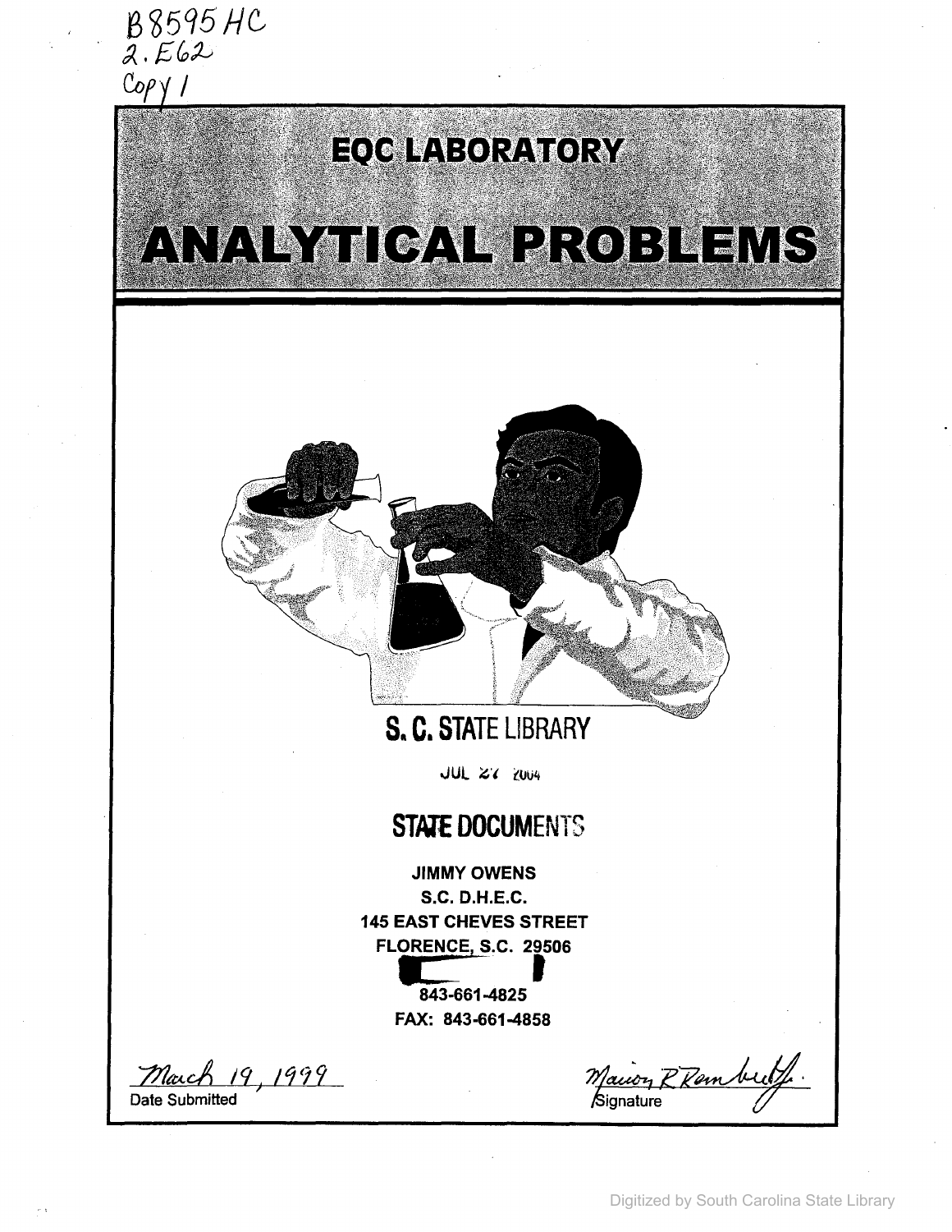B8595HC
2.E62
Copy 1

# EQC LABORATORY

# ANALYTICAL PROBLEMS

S. C. STATE LIBRARY

JUL 27 2004

STATE DOCUMENTS

**JIMMY OWENS**
**S.C. D.H.E.C.**
**145 EAST CHEVES STREET**
**FLORENCE, S.C. 29506**

**843-661-4825**
**FAX: 843-661-4858**

March 19, 1999
Date Submitted

Marion R Rembert Jr.
Signature

Digitized by South Carolina State Library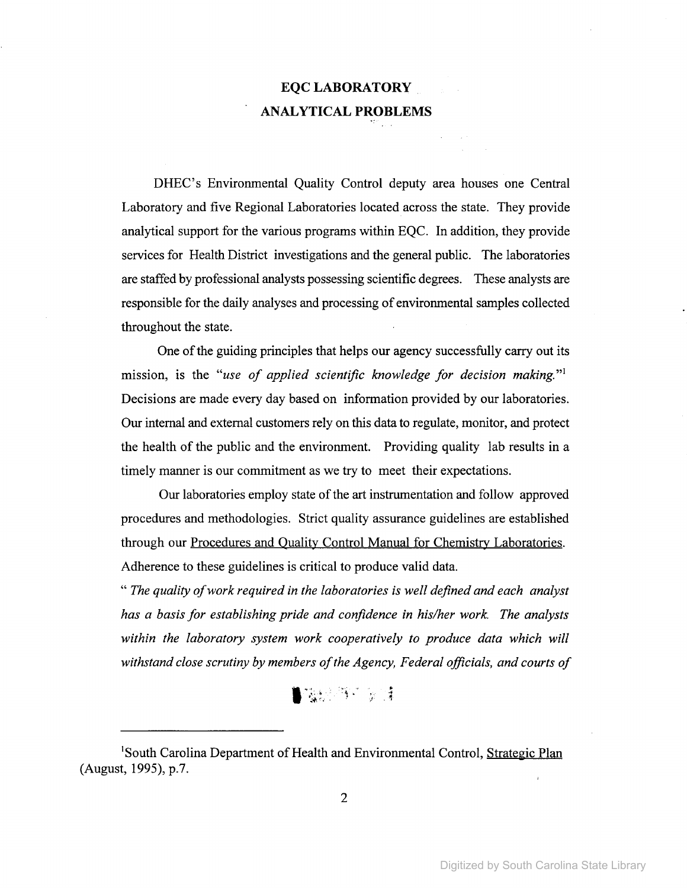# EQC LABORATORY ANALYTICAL PROBLEMS

DHEC's Environmental Quality Control deputy area houses one Central Laboratory and five Regional Laboratories located across the state. They provide analytical support for the various programs within EQC. In addition, they provide services for Health District investigations and the general public. The laboratories are staffed by professional analysts possessing scientific degrees. These analysts are responsible for the daily analyses and processing of environmental samples collected throughout the state.

One of the guiding principles that helps our agency successfully carry out its mission, is the "*use of applied scientific knowledge for decision making.*"[1] Decisions are made every day based on information provided by our laboratories. Our internal and external customers rely on this data to regulate, monitor, and protect the health of the public and the environment. Providing quality lab results in a timely manner is our commitment as we try to meet their expectations.

Our laboratories employ state of the art instrumentation and follow approved procedures and methodologies. Strict quality assurance guidelines are established through our Procedures and Quality Control Manual for Chemistry Laboratories. Adherence to these guidelines is critical to produce valid data.

"*The quality of work required in the laboratories is well defined and each analyst has a basis for establishing pride and confidence in his/her work. The analysts within the laboratory system work cooperatively to produce data which will withstand close scrutiny by members of the Agency, Federal officials, and courts of*

---

[1]South Carolina Department of Health and Environmental Control, Strategic Plan (August, 1995), p.7.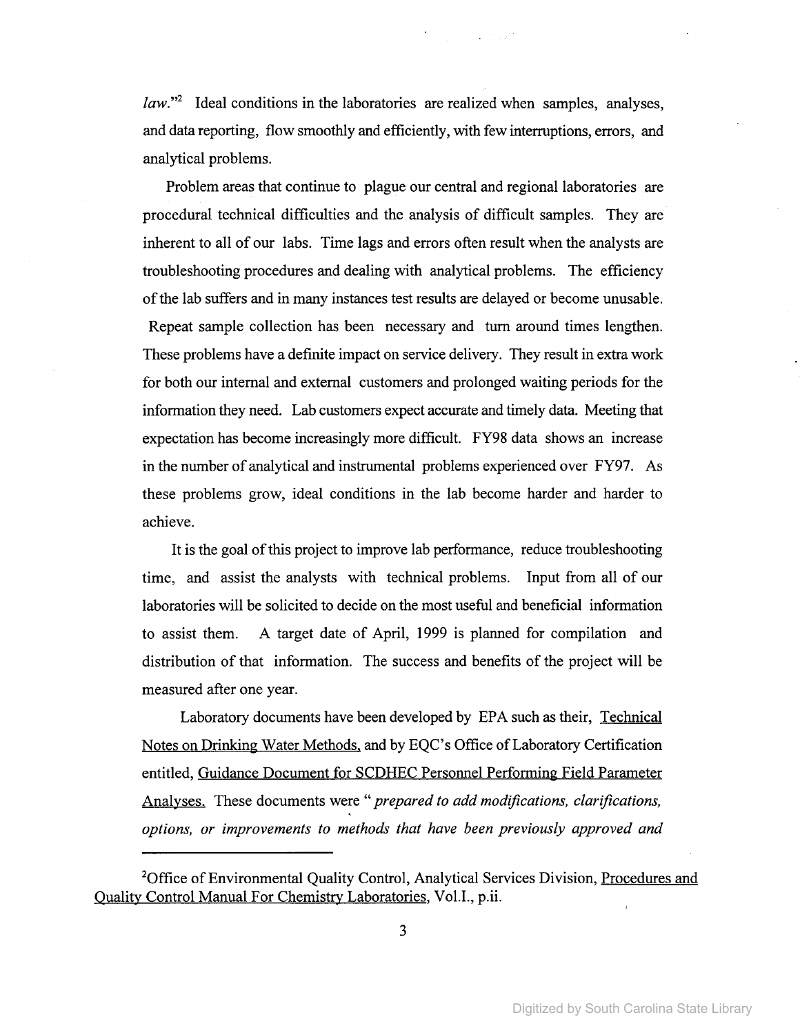*law*."[2] Ideal conditions in the laboratories are realized when samples, analyses, and data reporting, flow smoothly and efficiently, with few interruptions, errors, and analytical problems.

Problem areas that continue to plague our central and regional laboratories are procedural technical difficulties and the analysis of difficult samples. They are inherent to all of our labs. Time lags and errors often result when the analysts are troubleshooting procedures and dealing with analytical problems. The efficiency of the lab suffers and in many instances test results are delayed or become unusable. Repeat sample collection has been necessary and turn around times lengthen. These problems have a definite impact on service delivery. They result in extra work for both our internal and external customers and prolonged waiting periods for the information they need. Lab customers expect accurate and timely data. Meeting that expectation has become increasingly more difficult. FY98 data shows an increase in the number of analytical and instrumental problems experienced over FY97. As these problems grow, ideal conditions in the lab become harder and harder to achieve.

It is the goal of this project to improve lab performance, reduce troubleshooting time, and assist the analysts with technical problems. Input from all of our laboratories will be solicited to decide on the most useful and beneficial information to assist them. A target date of April, 1999 is planned for compilation and distribution of that information. The success and benefits of the project will be measured after one year.

Laboratory documents have been developed by EPA such as their, Technical Notes on Drinking Water Methods, and by EQC's Office of Laboratory Certification entitled, Guidance Document for SCDHEC Personnel Performing Field Parameter Analyses. These documents were "*prepared to add modifications, clarifications, options, or improvements to methods that have been previously approved and*

---

[2] Office of Environmental Quality Control, Analytical Services Division, Procedures and Quality Control Manual For Chemistry Laboratories, Vol.I., p.ii.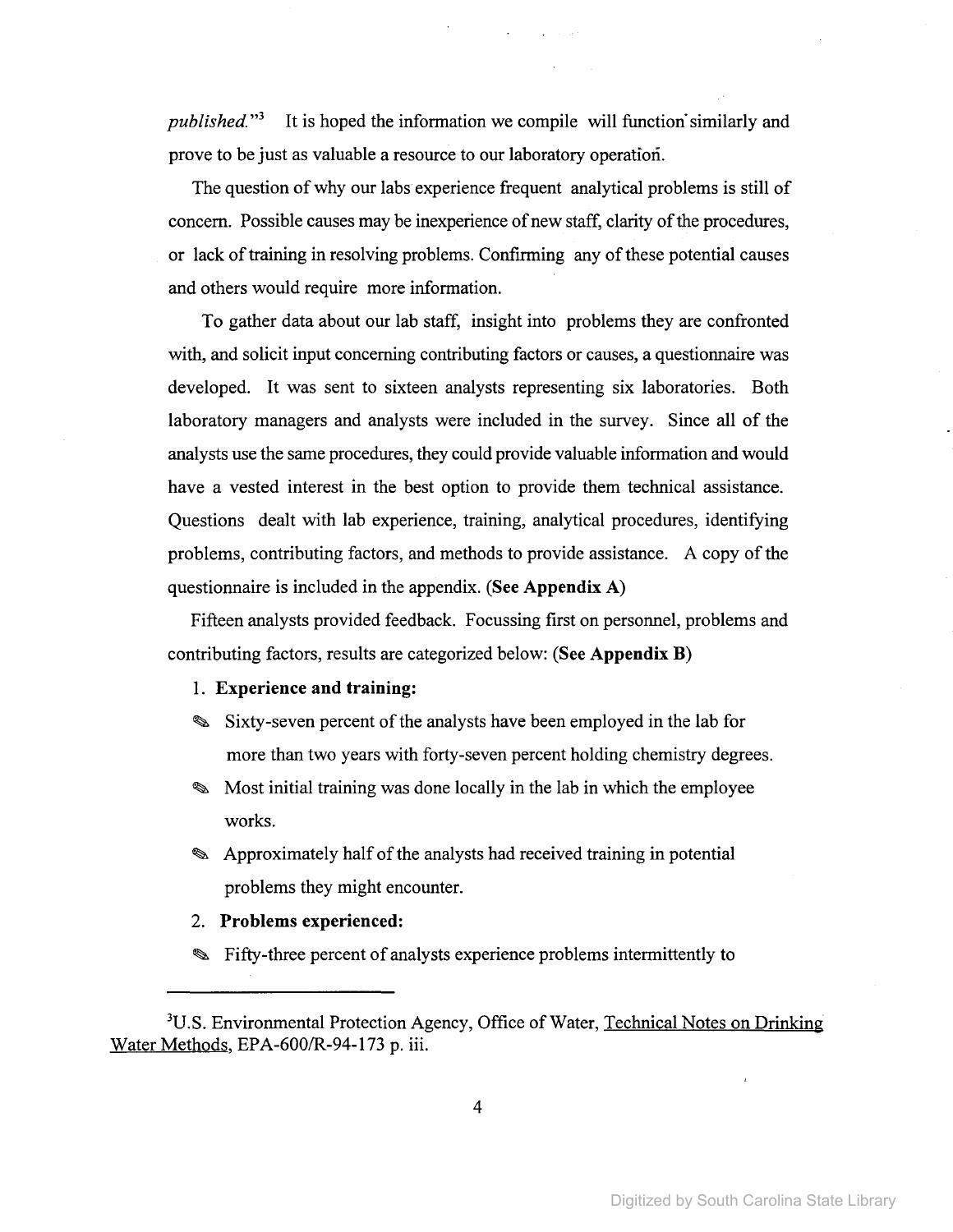*published.*"[3] It is hoped the information we compile will function similarly and prove to be just as valuable a resource to our laboratory operation.

The question of why our labs experience frequent analytical problems is still of concern. Possible causes may be inexperience of new staff, clarity of the procedures, or lack of training in resolving problems. Confirming any of these potential causes and others would require more information.

To gather data about our lab staff, insight into problems they are confronted with, and solicit input concerning contributing factors or causes, a questionnaire was developed. It was sent to sixteen analysts representing six laboratories. Both laboratory managers and analysts were included in the survey. Since all of the analysts use the same procedures, they could provide valuable information and would have a vested interest in the best option to provide them technical assistance. Questions dealt with lab experience, training, analytical procedures, identifying problems, contributing factors, and methods to provide assistance. A copy of the questionnaire is included in the appendix. **(See Appendix A)**

Fifteen analysts provided feedback. Focussing first on personnel, problems and contributing factors, results are categorized below: **(See Appendix B)**

1. **Experience and training:**
   - Sixty-seven percent of the analysts have been employed in the lab for more than two years with forty-seven percent holding chemistry degrees.
   - Most initial training was done locally in the lab in which the employee works.
   - Approximately half of the analysts had received training in potential problems they might encounter.
2. **Problems experienced:**
   - Fifty-three percent of analysts experience problems intermittently to

---

[3]U.S. Environmental Protection Agency, Office of Water, Technical Notes on Drinking Water Methods, EPA-600/R-94-173 p. iii.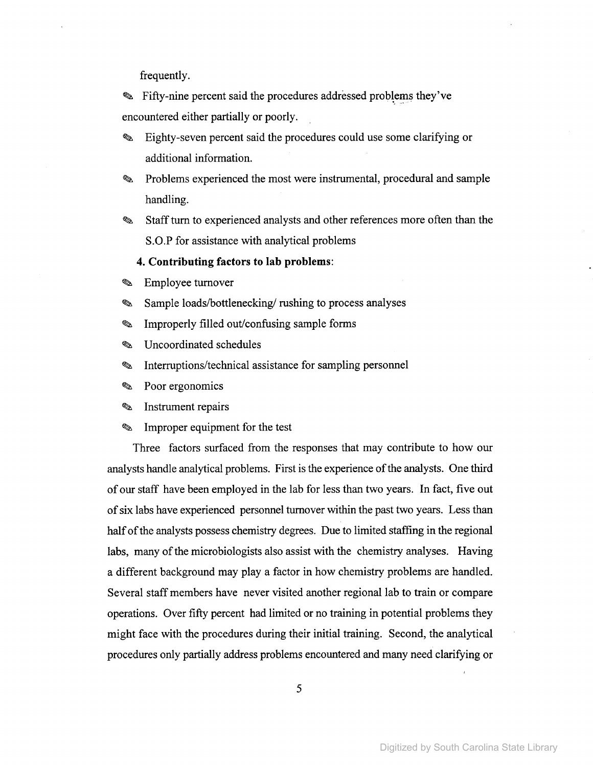frequently.

- Fifty-nine percent said the procedures addressed problems they've encountered either partially or poorly.
- Eighty-seven percent said the procedures could use some clarifying or additional information.
- Problems experienced the most were instrumental, procedural and sample handling.
- Staff turn to experienced analysts and other references more often than the S.O.P for assistance with analytical problems

**4. Contributing factors to lab problems**:

- Employee turnover
- Sample loads/bottlenecking/ rushing to process analyses
- Improperly filled out/confusing sample forms
- Uncoordinated schedules
- Interruptions/technical assistance for sampling personnel
- Poor ergonomics
- Instrument repairs
- Improper equipment for the test

Three factors surfaced from the responses that may contribute to how our analysts handle analytical problems. First is the experience of the analysts. One third of our staff have been employed in the lab for less than two years. In fact, five out of six labs have experienced personnel turnover within the past two years. Less than half of the analysts possess chemistry degrees. Due to limited staffing in the regional labs, many of the microbiologists also assist with the chemistry analyses. Having a different background may play a factor in how chemistry problems are handled. Several staff members have never visited another regional lab to train or compare operations. Over fifty percent had limited or no training in potential problems they might face with the procedures during their initial training. Second, the analytical procedures only partially address problems encountered and many need clarifying or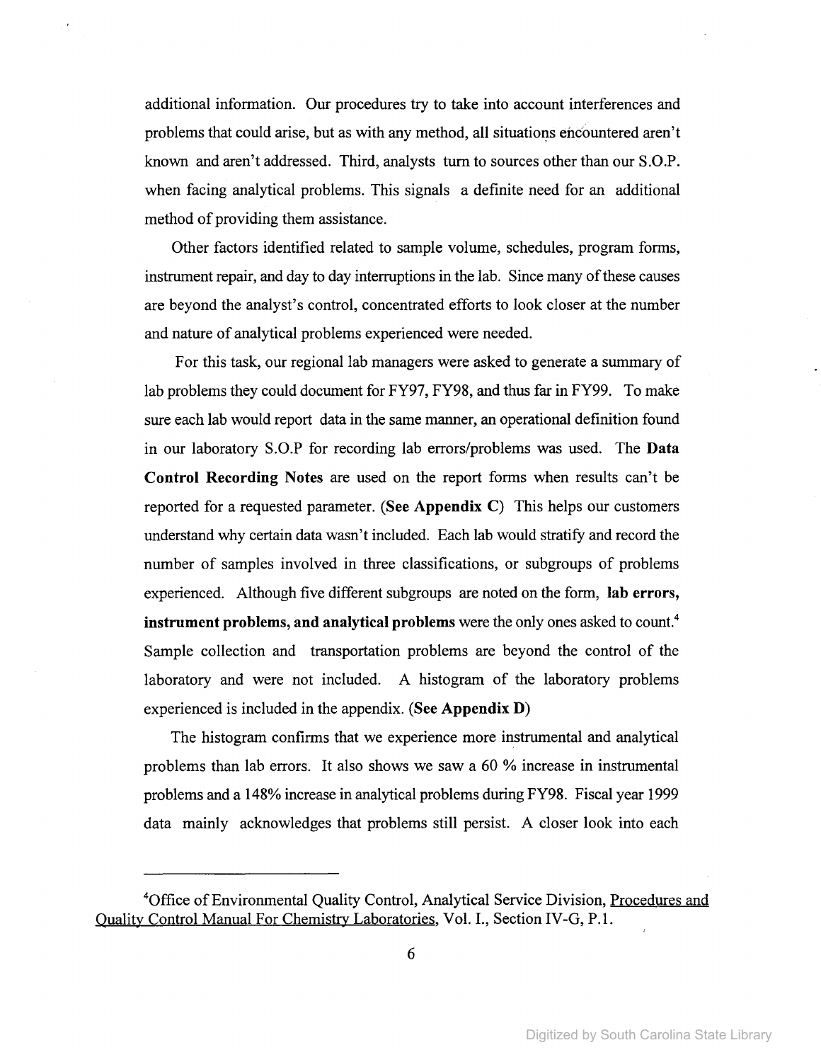additional information. Our procedures try to take into account interferences and problems that could arise, but as with any method, all situations encountered aren't known and aren't addressed. Third, analysts turn to sources other than our S.O.P. when facing analytical problems. This signals a definite need for an additional method of providing them assistance.

Other factors identified related to sample volume, schedules, program forms, instrument repair, and day to day interruptions in the lab. Since many of these causes are beyond the analyst's control, concentrated efforts to look closer at the number and nature of analytical problems experienced were needed.

For this task, our regional lab managers were asked to generate a summary of lab problems they could document for FY97, FY98, and thus far in FY99. To make sure each lab would report data in the same manner, an operational definition found in our laboratory S.O.P for recording lab errors/problems was used. The **Data Control Recording Notes** are used on the report forms when results can't be reported for a requested parameter. (**See Appendix C**) This helps our customers understand why certain data wasn't included. Each lab would stratify and record the number of samples involved in three classifications, or subgroups of problems experienced. Although five different subgroups are noted on the form, **lab errors, instrument problems, and analytical problems** were the only ones asked to count.[4] Sample collection and transportation problems are beyond the control of the laboratory and were not included. A histogram of the laboratory problems experienced is included in the appendix. (**See Appendix D**)

The histogram confirms that we experience more instrumental and analytical problems than lab errors. It also shows we saw a 60 % increase in instrumental problems and a 148% increase in analytical problems during FY98. Fiscal year 1999 data mainly acknowledges that problems still persist. A closer look into each

---

[4]Office of Environmental Quality Control, Analytical Service Division, Procedures and Quality Control Manual For Chemistry Laboratories, Vol. I., Section IV-G, P.1.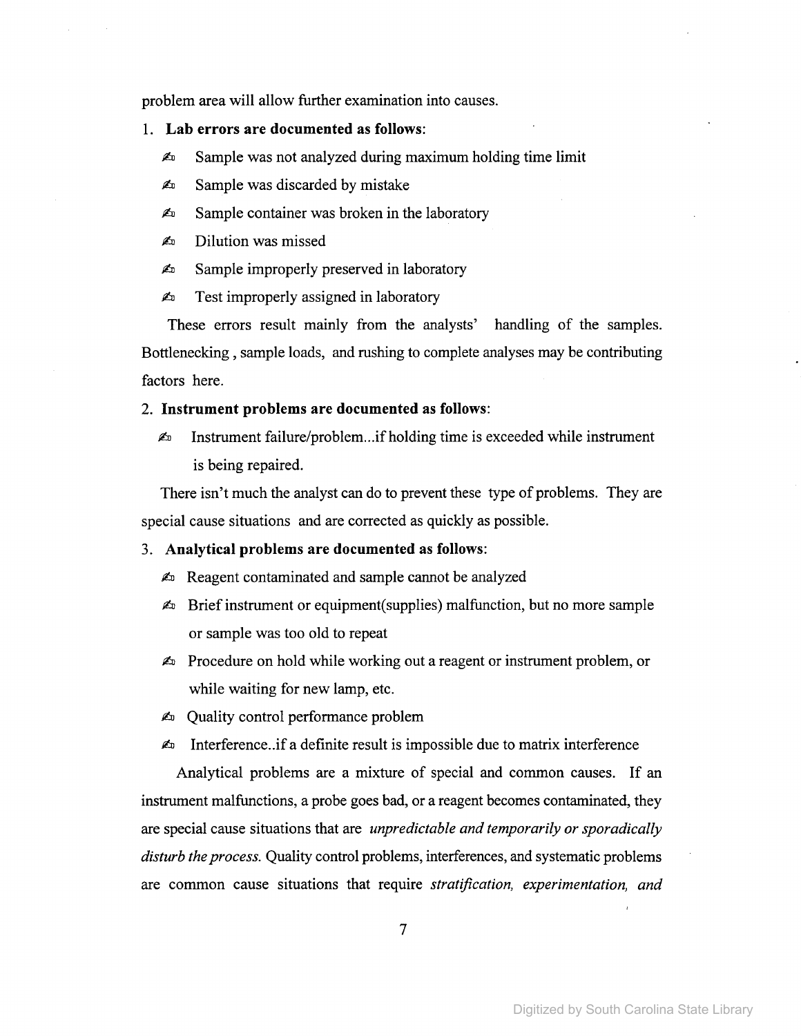problem area will allow further examination into causes.

1. **Lab errors are documented as follows:**
   - Sample was not analyzed during maximum holding time limit
   - Sample was discarded by mistake
   - Sample container was broken in the laboratory
   - Dilution was missed
   - Sample improperly preserved in laboratory
   - Test improperly assigned in laboratory

   These errors result mainly from the analysts' handling of the samples. Bottlenecking , sample loads, and rushing to complete analyses may be contributing factors here.

2. **Instrument problems are documented as follows:**
   - Instrument failure/problem...if holding time is exceeded while instrument is being repaired.

   There isn't much the analyst can do to prevent these type of problems. They are special cause situations and are corrected as quickly as possible.

3. **Analytical problems are documented as follows:**
   - Reagent contaminated and sample cannot be analyzed
   - Brief instrument or equipment(supplies) malfunction, but no more sample or sample was too old to repeat
   - Procedure on hold while working out a reagent or instrument problem, or while waiting for new lamp, etc.
   - Quality control performance problem
   - Interference..if a definite result is impossible due to matrix interference

   Analytical problems are a mixture of special and common causes. If an instrument malfunctions, a probe goes bad, or a reagent becomes contaminated, they are special cause situations that are *unpredictable and temporarily or sporadically disturb the process.* Quality control problems, interferences, and systematic problems are common cause situations that require *stratification, experimentation, and*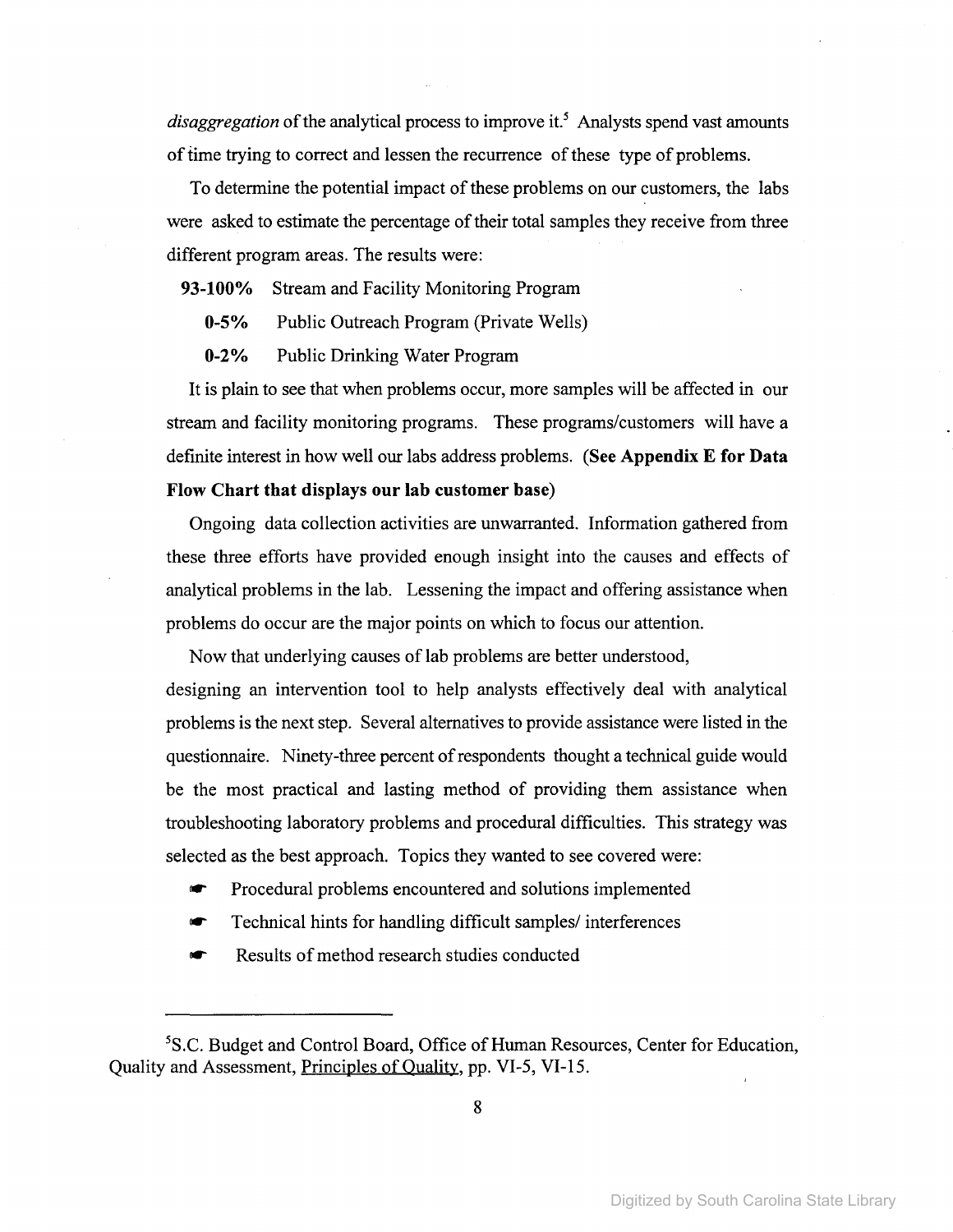*disaggregation* of the analytical process to improve it.[5] Analysts spend vast amounts of time trying to correct and lessen the recurrence of these type of problems.

To determine the potential impact of these problems on our customers, the labs were asked to estimate the percentage of their total samples they receive from three different program areas. The results were:

**93-100%** Stream and Facility Monitoring Program

**0-5%** Public Outreach Program (Private Wells)

**0-2%** Public Drinking Water Program

It is plain to see that when problems occur, more samples will be affected in our stream and facility monitoring programs. These programs/customers will have a definite interest in how well our labs address problems. **(See Appendix E for Data Flow Chart that displays our lab customer base)**

Ongoing data collection activities are unwarranted. Information gathered from these three efforts have provided enough insight into the causes and effects of analytical problems in the lab. Lessening the impact and offering assistance when problems do occur are the major points on which to focus our attention.

Now that underlying causes of lab problems are better understood, designing an intervention tool to help analysts effectively deal with analytical problems is the next step. Several alternatives to provide assistance were listed in the questionnaire. Ninety-three percent of respondents thought a technical guide would be the most practical and lasting method of providing them assistance when troubleshooting laboratory problems and procedural difficulties. This strategy was selected as the best approach. Topics they wanted to see covered were:

- Procedural problems encountered and solutions implemented
- Technical hints for handling difficult samples/ interferences
- Results of method research studies conducted

---

[5] S.C. Budget and Control Board, Office of Human Resources, Center for Education, Quality and Assessment, Principles of Quality, pp. VI-5, VI-15.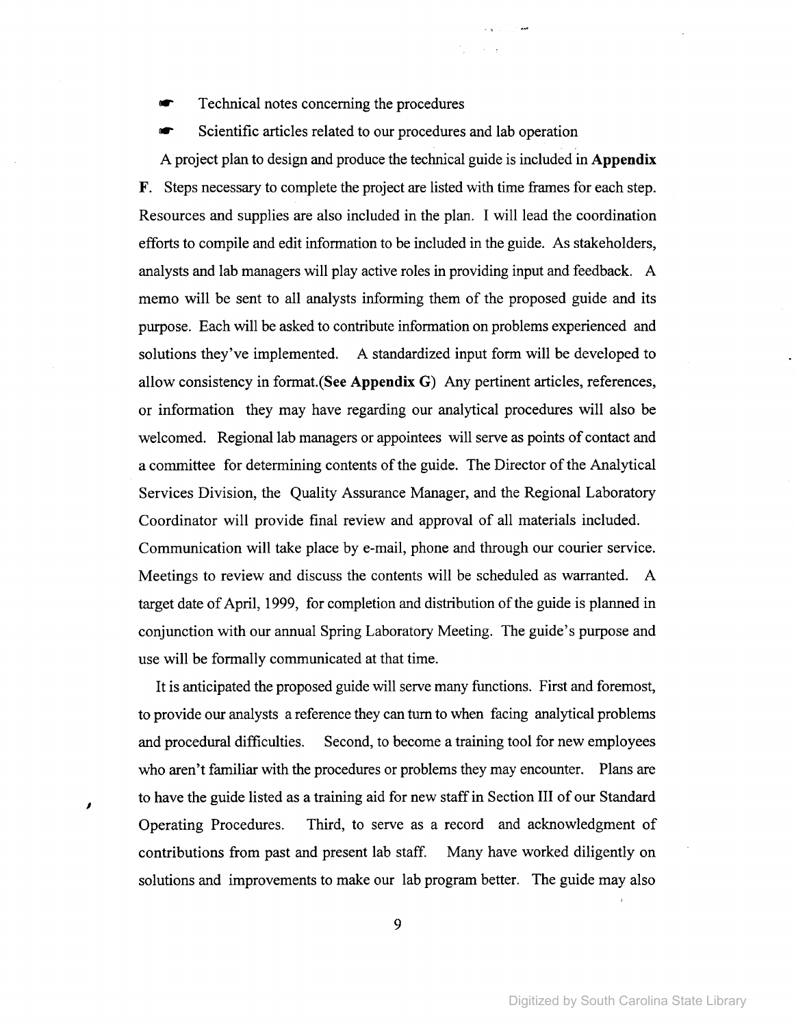- Technical notes concerning the procedures
- Scientific articles related to our procedures and lab operation

A project plan to design and produce the technical guide is included in **Appendix F**. Steps necessary to complete the project are listed with time frames for each step. Resources and supplies are also included in the plan. I will lead the coordination efforts to compile and edit information to be included in the guide. As stakeholders, analysts and lab managers will play active roles in providing input and feedback. A memo will be sent to all analysts informing them of the proposed guide and its purpose. Each will be asked to contribute information on problems experienced and solutions they've implemented. A standardized input form will be developed to allow consistency in format.(**See Appendix G**) Any pertinent articles, references, or information they may have regarding our analytical procedures will also be welcomed. Regional lab managers or appointees will serve as points of contact and a committee for determining contents of the guide. The Director of the Analytical Services Division, the Quality Assurance Manager, and the Regional Laboratory Coordinator will provide final review and approval of all materials included. Communication will take place by e-mail, phone and through our courier service. Meetings to review and discuss the contents will be scheduled as warranted. A target date of April, 1999, for completion and distribution of the guide is planned in conjunction with our annual Spring Laboratory Meeting. The guide's purpose and use will be formally communicated at that time.

It is anticipated the proposed guide will serve many functions. First and foremost, to provide our analysts a reference they can turn to when facing analytical problems and procedural difficulties. Second, to become a training tool for new employees who aren't familiar with the procedures or problems they may encounter. Plans are to have the guide listed as a training aid for new staff in Section III of our Standard Operating Procedures. Third, to serve as a record and acknowledgment of contributions from past and present lab staff. Many have worked diligently on solutions and improvements to make our lab program better. The guide may also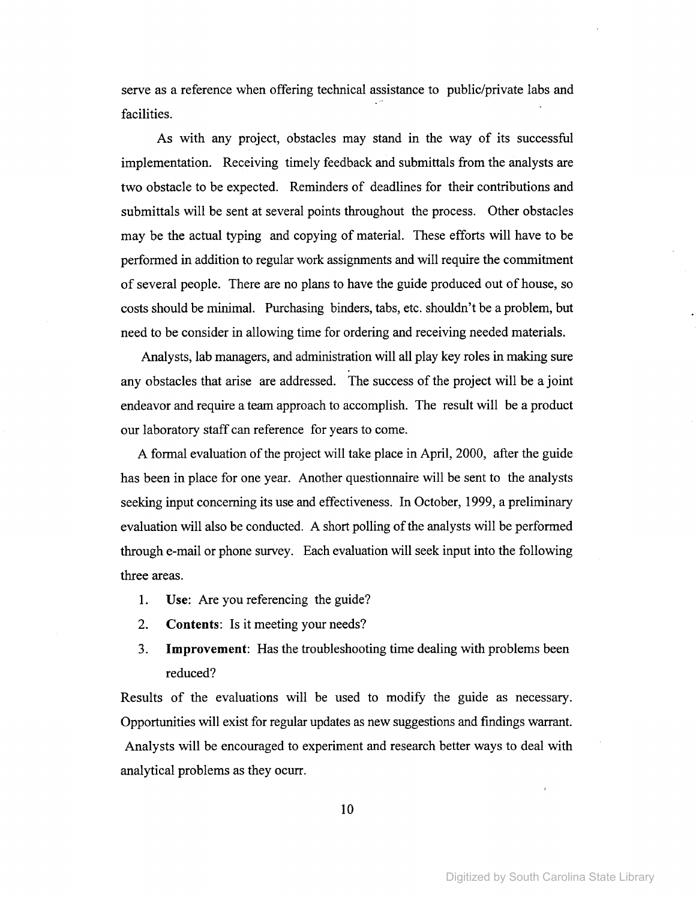serve as a reference when offering technical assistance to public/private labs and facilities.

As with any project, obstacles may stand in the way of its successful implementation. Receiving timely feedback and submittals from the analysts are two obstacle to be expected. Reminders of deadlines for their contributions and submittals will be sent at several points throughout the process. Other obstacles may be the actual typing and copying of material. These efforts will have to be performed in addition to regular work assignments and will require the commitment of several people. There are no plans to have the guide produced out of house, so costs should be minimal. Purchasing binders, tabs, etc. shouldn't be a problem, but need to be consider in allowing time for ordering and receiving needed materials.

Analysts, lab managers, and administration will all play key roles in making sure any obstacles that arise are addressed. The success of the project will be a joint endeavor and require a team approach to accomplish. The result will be a product our laboratory staff can reference for years to come.

A formal evaluation of the project will take place in April, 2000, after the guide has been in place for one year. Another questionnaire will be sent to the analysts seeking input concerning its use and effectiveness. In October, 1999, a preliminary evaluation will also be conducted. A short polling of the analysts will be performed through e-mail or phone survey. Each evaluation will seek input into the following three areas.

1. **Use**: Are you referencing the guide?
2. **Contents**: Is it meeting your needs?
3. **Improvement**: Has the troubleshooting time dealing with problems been reduced?

Results of the evaluations will be used to modify the guide as necessary. Opportunities will exist for regular updates as new suggestions and findings warrant. Analysts will be encouraged to experiment and research better ways to deal with analytical problems as they ocurr.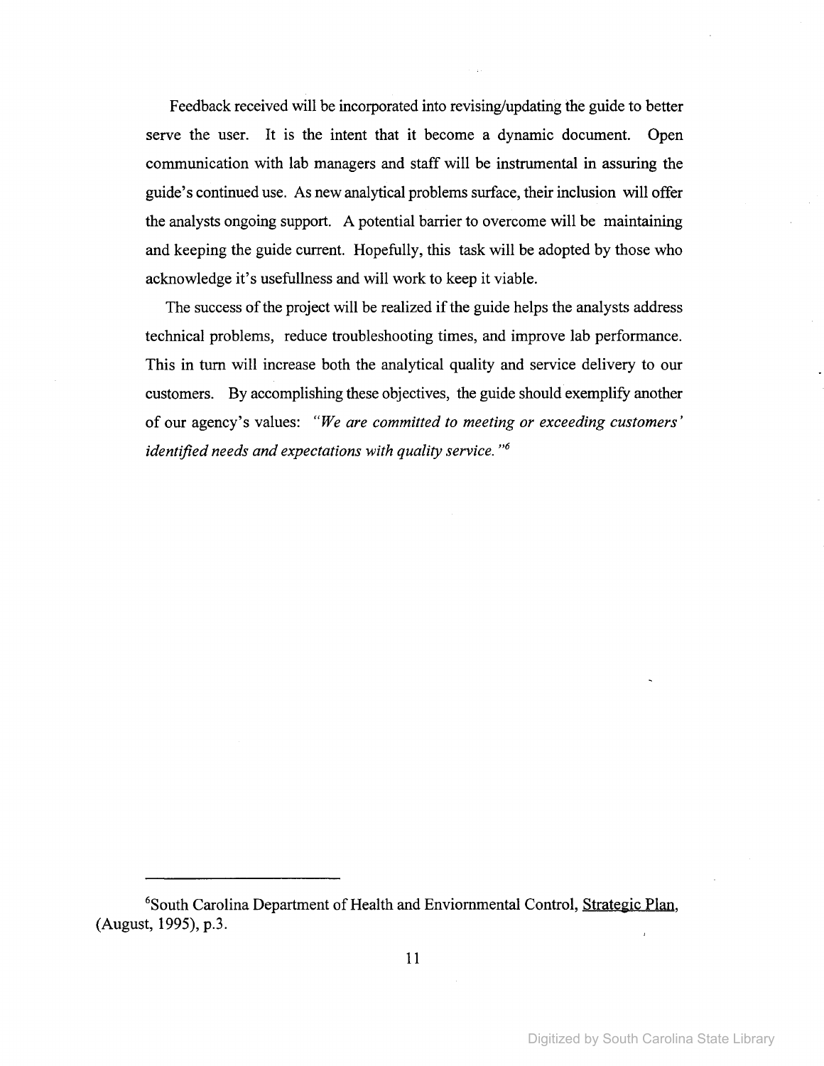Feedback received will be incorporated into revising/updating the guide to better serve the user. It is the intent that it become a dynamic document. Open communication with lab managers and staff will be instrumental in assuring the guide's continued use. As new analytical problems surface, their inclusion will offer the analysts ongoing support. A potential barrier to overcome will be maintaining and keeping the guide current. Hopefully, this task will be adopted by those who acknowledge it's usefullness and will work to keep it viable.

The success of the project will be realized if the guide helps the analysts address technical problems, reduce troubleshooting times, and improve lab performance. This in turn will increase both the analytical quality and service delivery to our customers. By accomplishing these objectives, the guide should exemplify another of our agency's values: *"We are committed to meeting or exceeding customers' identified needs and expectations with quality service."*[6]

---

[6]South Carolina Department of Health and Enviornmental Control, Strategic Plan, (August, 1995), p.3.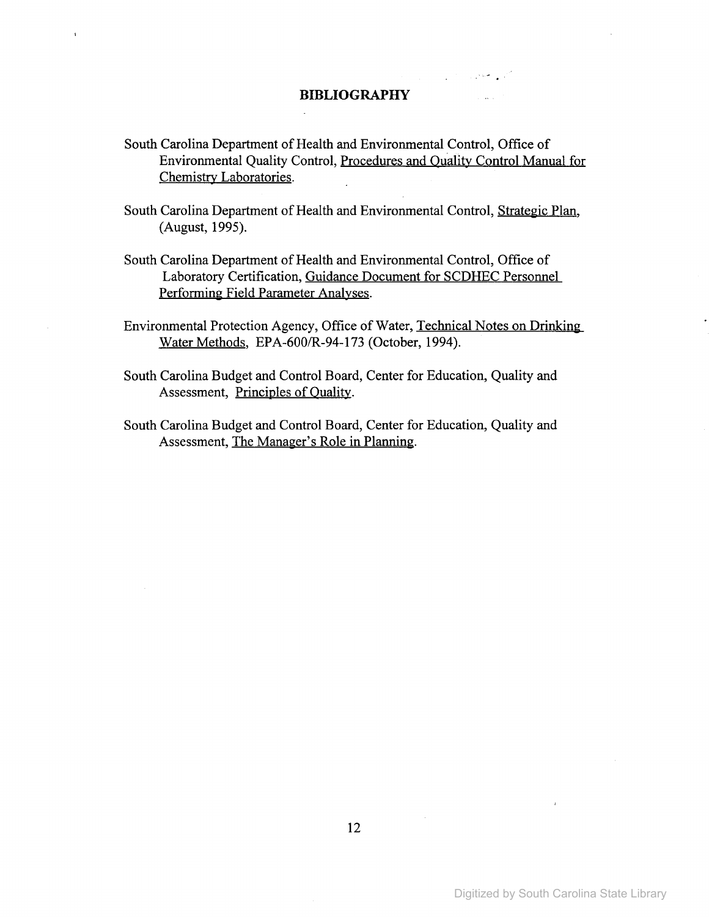## BIBLIOGRAPHY

South Carolina Department of Health and Environmental Control, Office of Environmental Quality Control, Procedures and Quality Control Manual for Chemistry Laboratories.

South Carolina Department of Health and Environmental Control, Strategic Plan, (August, 1995).

South Carolina Department of Health and Environmental Control, Office of Laboratory Certification, Guidance Document for SCDHEC Personnel Performing Field Parameter Analyses.

Environmental Protection Agency, Office of Water, Technical Notes on Drinking Water Methods, EPA-600/R-94-173 (October, 1994).

South Carolina Budget and Control Board, Center for Education, Quality and Assessment, Principles of Quality.

South Carolina Budget and Control Board, Center for Education, Quality and Assessment, The Manager's Role in Planning.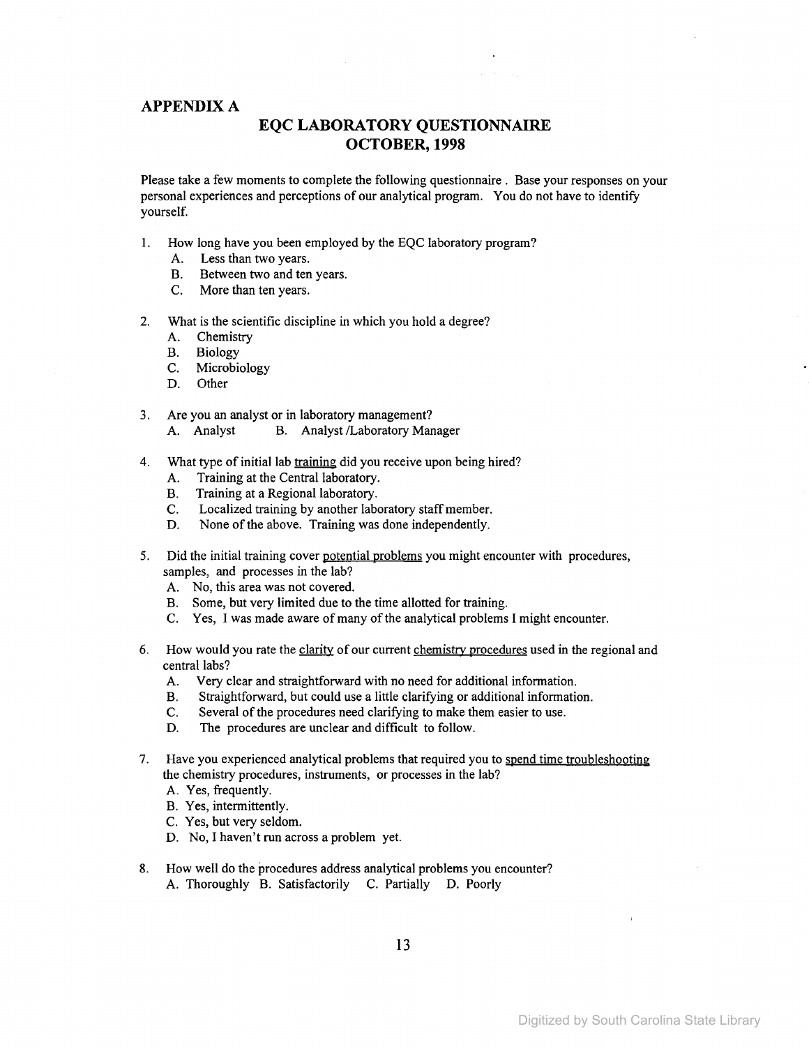## APPENDIX A

# EQC LABORATORY QUESTIONNAIRE
# OCTOBER, 1998

Please take a few moments to complete the following questionnaire . Base your responses on your personal experiences and perceptions of our analytical program. You do not have to identify yourself.

1. How long have you been employed by the EQC laboratory program?
   - A. Less than two years.
   - B. Between two and ten years.
   - C. More than ten years.

2. What is the scientific discipline in which you hold a degree?
   - A. Chemistry
   - B. Biology
   - C. Microbiology
   - D. Other

3. Are you an analyst or in laboratory management?
   A. Analyst B. Analyst /Laboratory Manager

4. What type of initial lab <u>training</u> did you receive upon being hired?
   - A. Training at the Central laboratory.
   - B. Training at a Regional laboratory.
   - C. Localized training by another laboratory staff member.
   - D. None of the above. Training was done independently.

5. Did the initial training cover <u>potential problems</u> you might encounter with procedures, samples, and processes in the lab?
   - A. No, this area was not covered.
   - B. Some, but very limited due to the time allotted for training.
   - C. Yes, I was made aware of many of the analytical problems I might encounter.

6. How would you rate the <u>clarity</u> of our current <u>chemistry procedures</u> used in the regional and central labs?
   - A. Very clear and straightforward with no need for additional information.
   - B. Straightforward, but could use a little clarifying or additional information.
   - C. Several of the procedures need clarifying to make them easier to use.
   - D. The procedures are unclear and difficult to follow.

7. Have you experienced analytical problems that required you to <u>spend time troubleshooting</u> the chemistry procedures, instruments, or processes in the lab?
   - A. Yes, frequently.
   - B. Yes, intermittently.
   - C. Yes, but very seldom.
   - D. No, I haven't run across a problem yet.

8. How well do the procedures address analytical problems you encounter?
   A. Thoroughly B. Satisfactorily C. Partially D. Poorly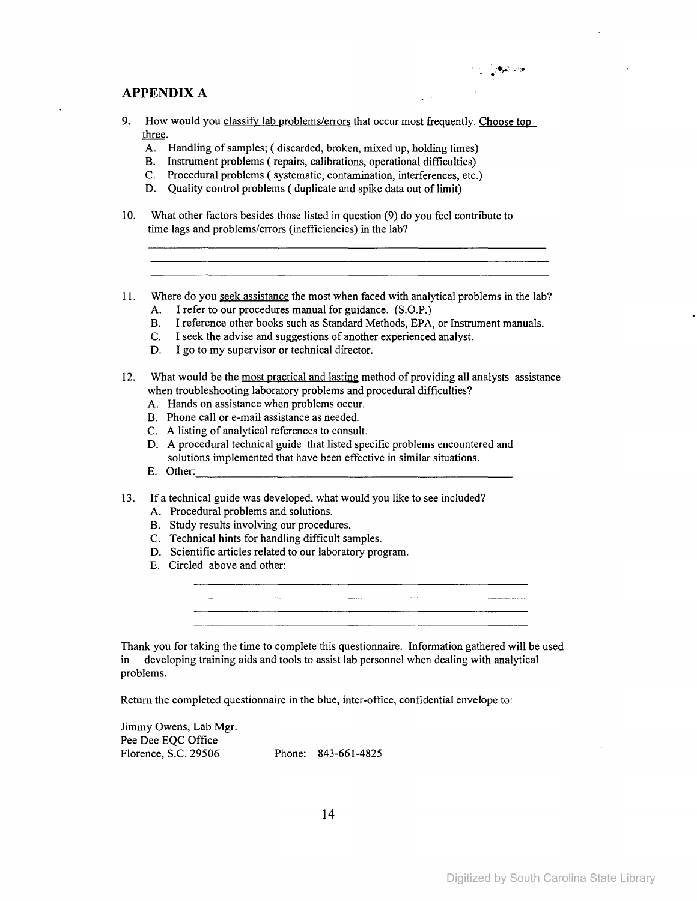## APPENDIX A

9. How would you <u>classify lab problems/errors</u> that occur most frequently. <u>Choose top three</u>.
   A. Handling of samples; ( discarded, broken, mixed up, holding times)
   B. Instrument problems ( repairs, calibrations, operational difficulties)
   C. Procedural problems ( systematic, contamination, interferences, etc.)
   D. Quality control problems ( duplicate and spike data out of limit)

10. What other factors besides those listed in question (9) do you feel contribute to time lags and problems/errors (inefficiencies) in the lab?

    ______________________________________________________________

    ______________________________________________________________

    ______________________________________________________________

11. Where do you <u>seek assistance</u> the most when faced with analytical problems in the lab?
    A. I refer to our procedures manual for guidance. (S.O.P.)
    B. I reference other books such as Standard Methods, EPA, or Instrument manuals.
    C. I seek the advise and suggestions of another experienced analyst.
    D. I go to my supervisor or technical director.

12. What would be the <u>most practical and lasting</u> method of providing all analysts assistance when troubleshooting laboratory problems and procedural difficulties?
    A. Hands on assistance when problems occur.
    B. Phone call or e-mail assistance as needed.
    C. A listing of analytical references to consult.
    D. A procedural technical guide that listed specific problems encountered and solutions implemented that have been effective in similar situations.
    E. Other:______________________________________________

13. If a technical guide was developed, what would you like to see included?
    A. Procedural problems and solutions.
    B. Study results involving our procedures.
    C. Technical hints for handling difficult samples.
    D. Scientific articles related to our laboratory program.
    E. Circled above and other:

    ______________________________________________

    ______________________________________________

    ______________________________________________

    ______________________________________________

Thank you for taking the time to complete this questionnaire. Information gathered will be used in developing training aids and tools to assist lab personnel when dealing with analytical problems.

Return the completed questionnaire in the blue, inter-office, confidential envelope to:

Jimmy Owens, Lab Mgr.
Pee Dee EQC Office
Florence, S.C. 29506 Phone: 843-661-4825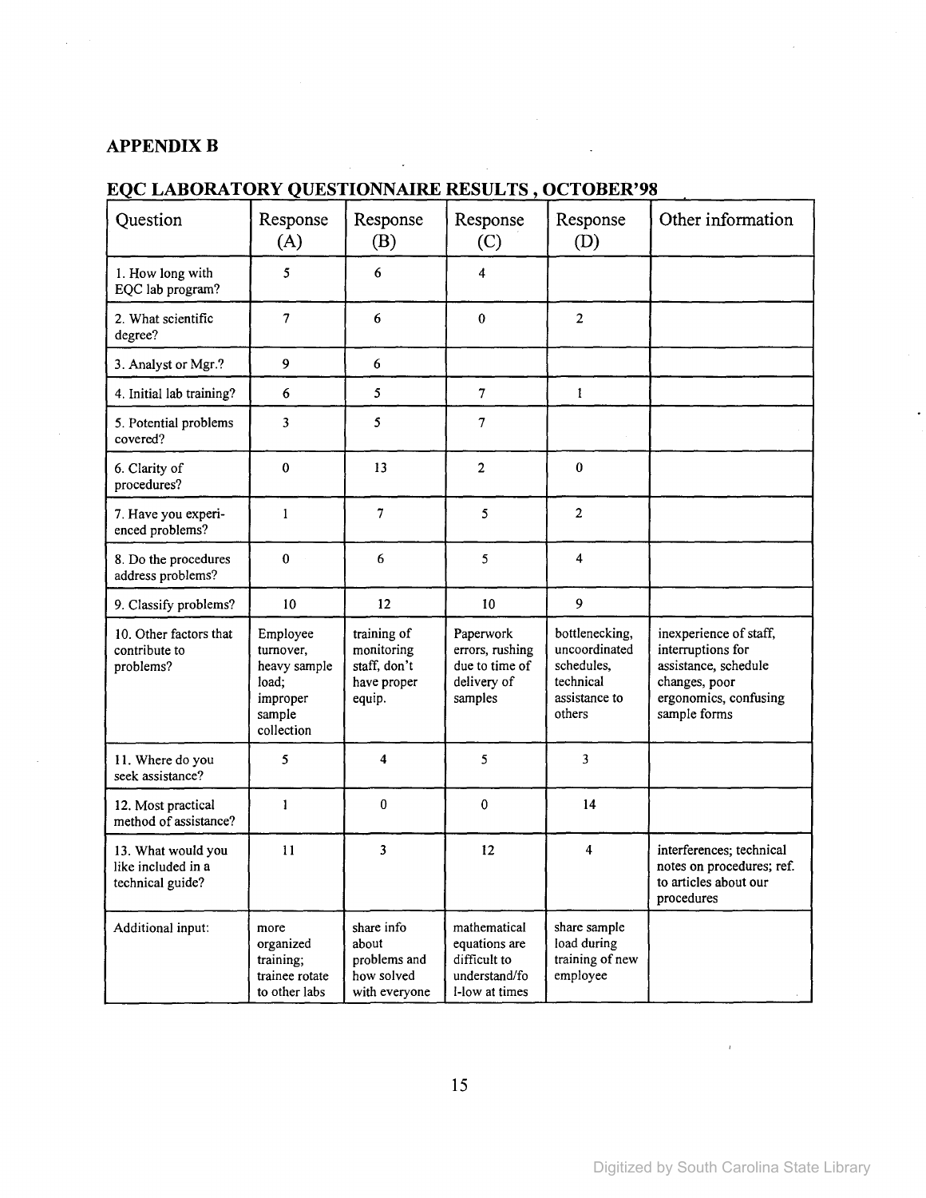## APPENDIX B

## EQC LABORATORY QUESTIONNAIRE RESULTS , OCTOBER'98

| Question | Response (A) | Response (B) | Response (C) | Response (D) | Other information |
|---|---|---|---|---|---|
| 1. How long with EQC lab program? | 5 | 6 | 4 | | |
| 2. What scientific degree? | 7 | 6 | 0 | 2 | |
| 3. Analyst or Mgr.? | 9 | 6 | | | |
| 4. Initial lab training? | 6 | 5 | 7 | 1 | |
| 5. Potential problems covered? | 3 | 5 | 7 | | |
| 6. Clarity of procedures? | 0 | 13 | 2 | 0 | |
| 7. Have you experi-enced problems? | 1 | 7 | 5 | 2 | |
| 8. Do the procedures address problems? | 0 | 6 | 5 | 4 | |
| 9. Classify problems? | 10 | 12 | 10 | 9 | |
| 10. Other factors that contribute to problems? | Employee turnover, heavy sample load; improper sample collection | training of monitoring staff, don't have proper equip. | Paperwork errors, rushing due to time of delivery of samples | bottlenecking, uncoordinated schedules, technical assistance to others | inexperience of staff, interruptions for assistance, schedule changes, poor ergonomics, confusing sample forms |
| 11. Where do you seek assistance? | 5 | 4 | 5 | 3 | |
| 12. Most practical method of assistance? | 1 | 0 | 0 | 14 | |
| 13. What would you like included in a technical guide? | 11 | 3 | 12 | 4 | interferences; technical notes on procedures; ref. to articles about our procedures |
| Additional input: | more organized training; trainee rotate to other labs | share info about problems and how solved with everyone | mathematical equations are difficult to understand/fo l-low at times | share sample load during training of new employee | |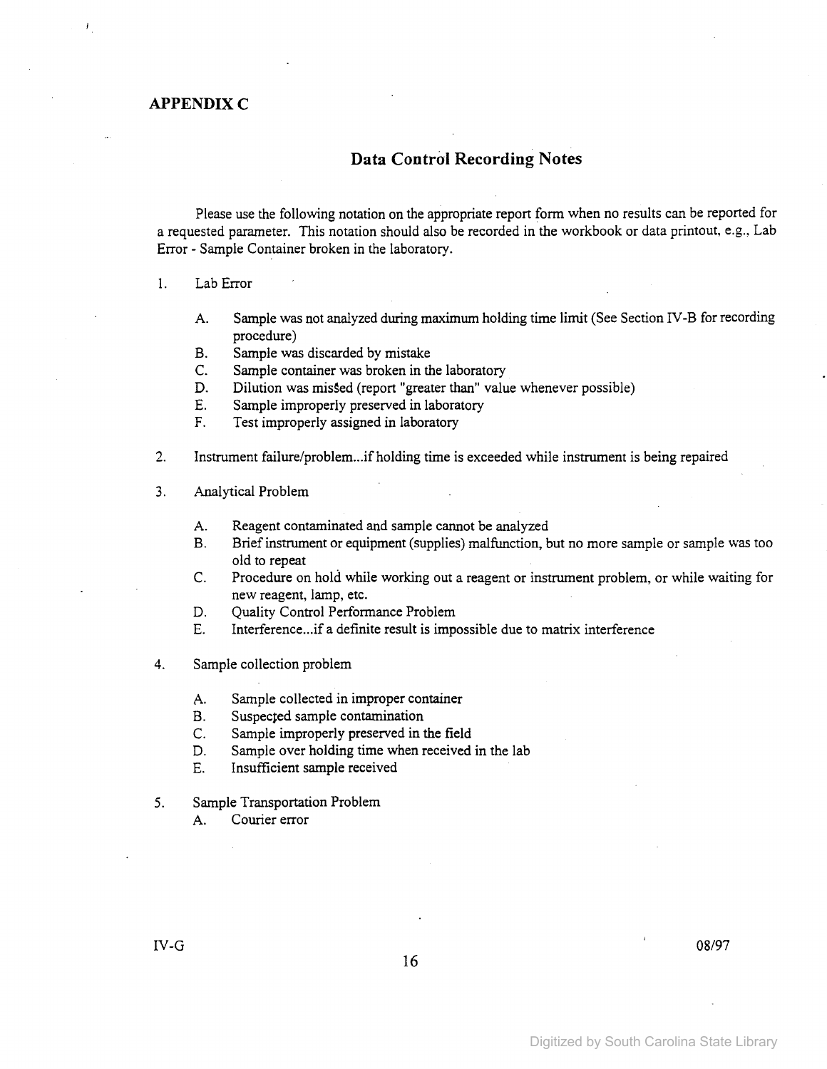## APPENDIX C

### Data Control Recording Notes

Please use the following notation on the appropriate report form when no results can be reported for a requested parameter. This notation should also be recorded in the workbook or data printout, e.g., Lab Error - Sample Container broken in the laboratory.

1. Lab Error

   A. Sample was not analyzed during maximum holding time limit (See Section IV-B for recording procedure)
   B. Sample was discarded by mistake
   C. Sample container was broken in the laboratory
   D. Dilution was missed (report "greater than" value whenever possible)
   E. Sample improperly preserved in laboratory
   F. Test improperly assigned in laboratory

2. Instrument failure/problem...if holding time is exceeded while instrument is being repaired

3. Analytical Problem

   A. Reagent contaminated and sample cannot be analyzed
   B. Brief instrument or equipment (supplies) malfunction, but no more sample or sample was too old to repeat
   C. Procedure on hold while working out a reagent or instrument problem, or while waiting for new reagent, lamp, etc.
   D. Quality Control Performance Problem
   E. Interference...if a definite result is impossible due to matrix interference

4. Sample collection problem

   A. Sample collected in improper container
   B. Suspected sample contamination
   C. Sample improperly preserved in the field
   D. Sample over holding time when received in the lab
   E. Insufficient sample received

5. Sample Transportation Problem
   A. Courier error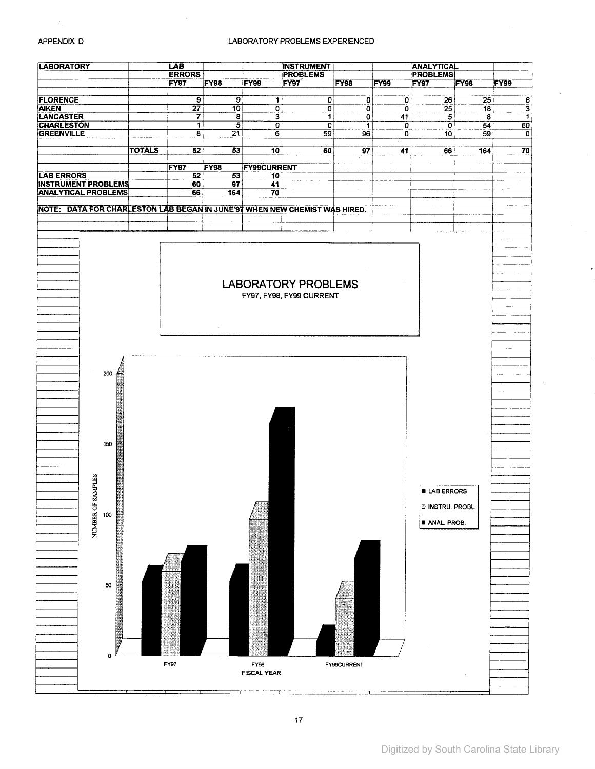APPENDIX D

# LABORATORY PROBLEMS EXPERIENCED

| LABORATORY | | LAB ERRORS | | | INSTRUMENT PROBLEMS | | | ANALYTICAL PROBLEMS | | |
|---|---|---|---|---|---|---|---|---|---|---|
| | | FY97 | FY98 | FY99 | FY97 | FY98 | FY99 | FY97 | FY98 | FY99 |
| FLORENCE | | 9 | 9 | 1 | 0 | 0 | 0 | 26 | 25 | 6 |
| AIKEN | | 27 | 10 | 0 | 0 | 0 | 0 | 25 | 18 | 3 |
| LANCASTER | | 7 | 8 | 3 | 1 | 0 | 41 | 5 | 8 | 1 |
| CHARLESTON | | 1 | 5 | 0 | 0 | 1 | 0 | 0 | 54 | 60 |
| GREENVILLE | | 8 | 21 | 6 | 59 | 96 | 0 | 10 | 59 | 0 |
| | TOTALS | 52 | 53 | 10 | 60 | 97 | 41 | 66 | 164 | 70 |

| | FY97 | FY98 | FY99CURRENT |
|---|---|---|---|
| LAB ERRORS | 52 | 53 | 10 |
| INSTRUMENT PROBLEMS | 60 | 97 | 41 |
| ANALYTICAL PROBLEMS | 66 | 164 | 70 |

NOTE: DATA FOR CHARLESTON LAB BEGAN IN JUNE'97 WHEN NEW CHEMIST WAS HIRED.

LABORATORY PROBLEMS
FY97, FY98, FY99 CURRENT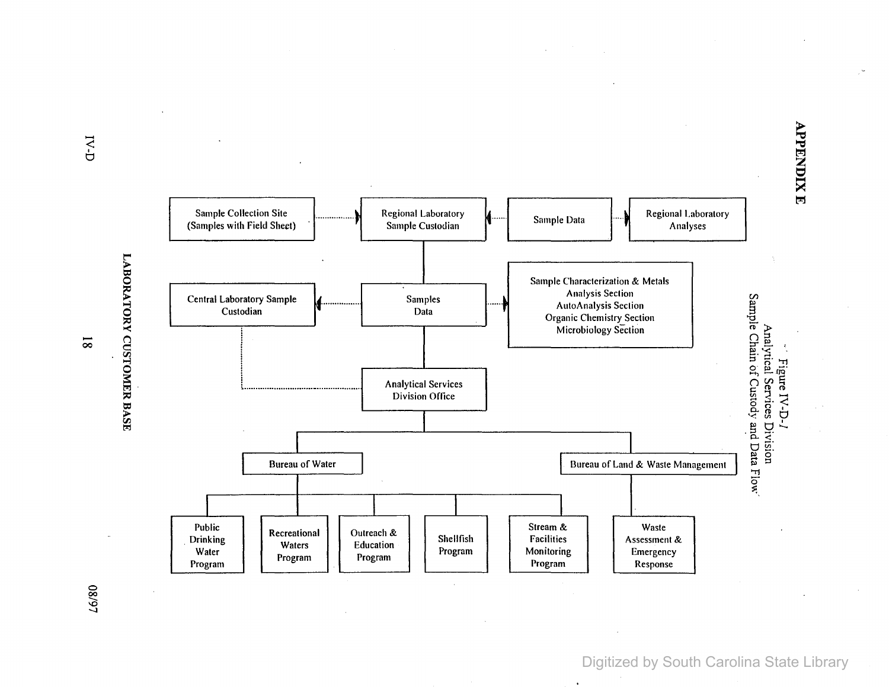# APPENDIX E

Figure IV-D-1
Analytical Services Division
Sample Chain of Custody and Data Flow

- Sample Collection Site (Samples with Field Sheet) → Regional Laboratory Sample Custodian
- Sample Data → Regional Laboratory Sample Custodian
- Sample Data → Regional Laboratory Analyses
- Regional Laboratory Sample Custodian — Samples Data
- Samples Data → Central Laboratory Sample Custodian
- Samples Data → Sample Characterization & Metals Analysis Section; AutoAnalysis Section; Organic Chemistry Section; Microbiology Section
- Samples Data — Analytical Services Division Office
- Central Laboratory Sample Custodian — Analytical Services Division Office
- Analytical Services Division Office
  - Bureau of Water
    - Public Drinking Water Program
    - Recreational Waters Program
    - Outreach & Education Program
    - Shellfish Program
    - Stream & Facilities Monitoring Program
  - Bureau of Land & Waste Management
    - Waste Assessment & Emergency Response

LABORATORY CUSTOMER BASE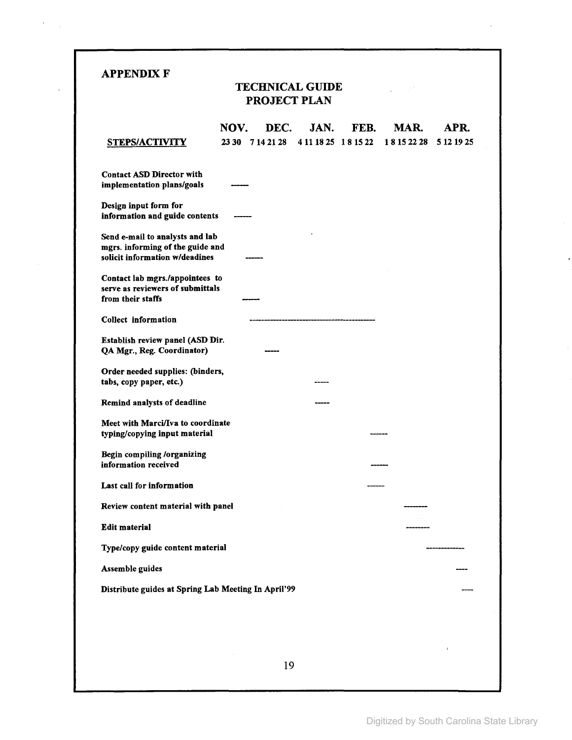## APPENDIX F

# TECHNICAL GUIDE
# PROJECT PLAN

| STEPS/ACTIVITY | NOV. (23 30) | DEC. (7 14 21 28) | JAN. (4 11 18 25) | FEB. (1 8 15 22) | MAR. (1 8 15 22 28) | APR. (5 12 19 25) |
|---|---|---|---|---|---|---|
| Contact ASD Director with implementation plans/goals | ------ | | | | | |
| Design input form for information and guide contents | ------ | | | | | |
| Send e-mail to analysts and lab mgrs. informing of the guide and solicit information w/deadines | --- | --- | | | | |
| Contact lab mgrs./appointees to serve as reviewers of submittals from their staffs | --- | --- | | | | |
| Collect information | | ---------- | ---------- | ---------- | | |
| Establish review panel (ASD Dir. QA Mgr., Reg. Coordinator) | | ----- | | | | |
| Order needed supplies: (binders, tabs, copy paper, etc.) | | | ----- | | | |
| Remind analysts of deadline | | | ----- | | | |
| Meet with Marci/Iva to coordinate typing/copying input material | | | | --- | --- | |
| Begin compiling /organizing information received | | | | --- | --- | |
| Last call for information | | | | ------ | | |
| Review content material with panel | | | | | -------- | |
| Edit material | | | | | -------- | |
| Type/copy guide content material | | | | | ------ | ------ |
| Assemble guides | | | | | | ---- |
| Distribute guides at Spring Lab Meeting In April'99 | | | | | | --- |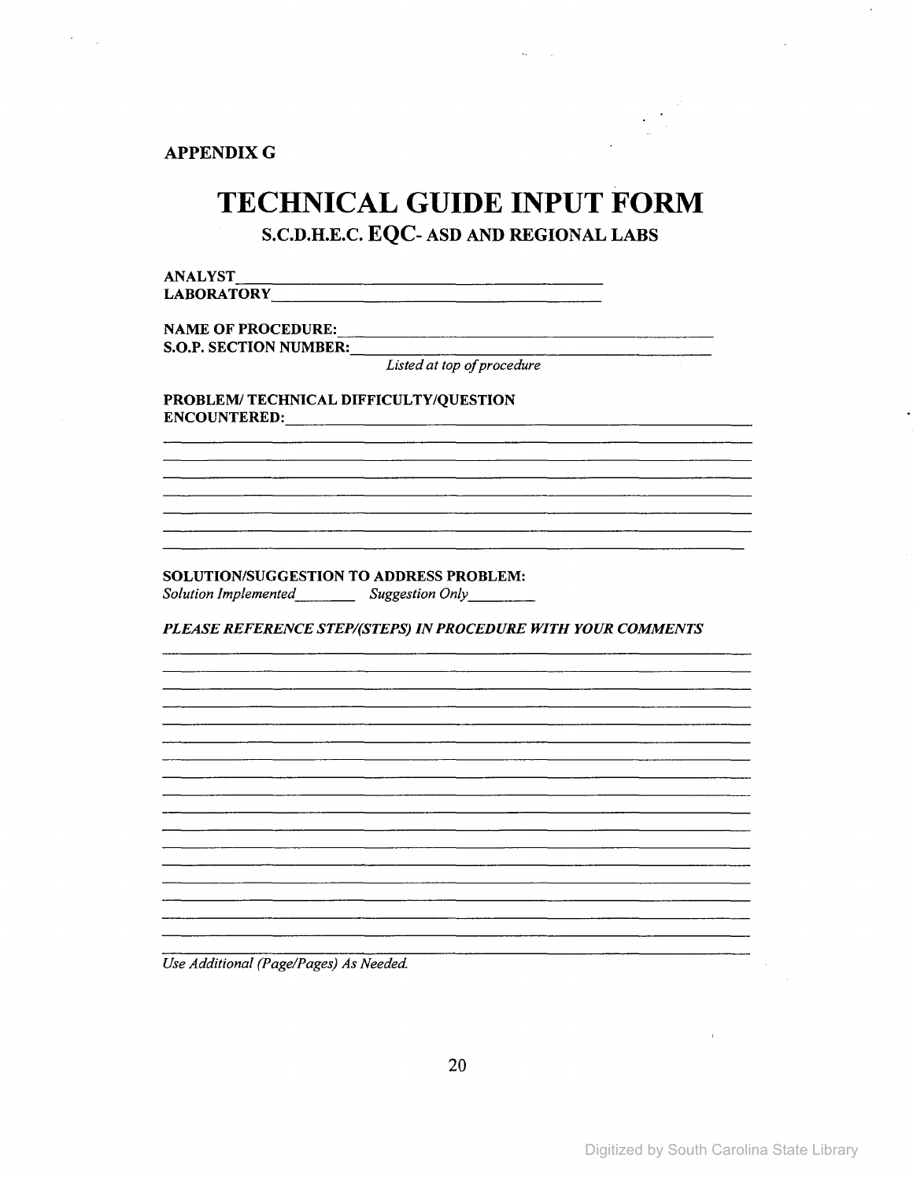**APPENDIX G**

# TECHNICAL GUIDE INPUT FORM

## S.C.D.H.E.C. EQC- ASD AND REGIONAL LABS

**ANALYST**\_\_\_\_\_\_\_\_\_\_\_\_\_\_\_\_\_\_\_\_\_\_\_\_\_\_\_\_\_\_\_\_\_\_\_\_\_\_\_\_

**LABORATORY**\_\_\_\_\_\_\_\_\_\_\_\_\_\_\_\_\_\_\_\_\_\_\_\_\_\_\_\_\_\_\_\_\_\_\_\_\_\_

**NAME OF PROCEDURE:**\_\_\_\_\_\_\_\_\_\_\_\_\_\_\_\_\_\_\_\_\_\_\_\_\_\_\_\_\_\_\_\_\_\_\_\_\_\_

**S.O.P. SECTION NUMBER:**\_\_\_\_\_\_\_\_\_\_\_\_\_\_\_\_\_\_\_\_\_\_\_\_\_\_\_\_\_\_\_\_\_\_\_\_

*Listed at top of procedure*

**PROBLEM/ TECHNICAL DIFFICULTY/QUESTION ENCOUNTERED:**\_\_\_\_\_\_\_\_\_\_\_\_\_\_\_\_\_\_\_\_\_\_\_\_\_\_\_\_\_\_\_\_\_\_\_\_\_\_\_\_\_\_\_\_\_\_\_\_

**SOLUTION/SUGGESTION TO ADDRESS PROBLEM:**

*Solution Implemented*\_\_\_\_\_\_\_\_ *Suggestion Only*\_\_\_\_\_\_\_\_

***PLEASE REFERENCE STEP/(STEPS) IN PROCEDURE WITH YOUR COMMENTS***

*Use Additional (Page/Pages) As Needed.*